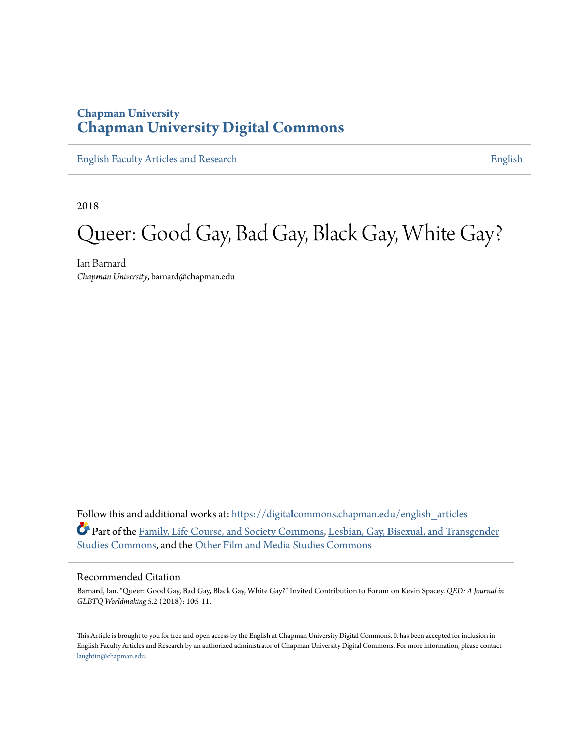**Chapman University**
**Chapman University Digital Commons**

English Faculty Articles and Research | English

2018

# Queer: Good Gay, Bad Gay, Black Gay, White Gay?

Ian Barnard
*Chapman University*, barnard@chapman.edu

Follow this and additional works at: https://digitalcommons.chapman.edu/english_articles

Part of the Family, Life Course, and Society Commons, Lesbian, Gay, Bisexual, and Transgender Studies Commons, and the Other Film and Media Studies Commons

## Recommended Citation

Barnard, Ian. "Queer: Good Gay, Bad Gay, Black Gay, White Gay?" Invited Contribution to Forum on Kevin Spacey. *QED: A Journal in GLBTQ Worldmaking* 5.2 (2018): 105-11.

This Article is brought to you for free and open access by the English at Chapman University Digital Commons. It has been accepted for inclusion in English Faculty Articles and Research by an authorized administrator of Chapman University Digital Commons. For more information, please contact laughtin@chapman.edu.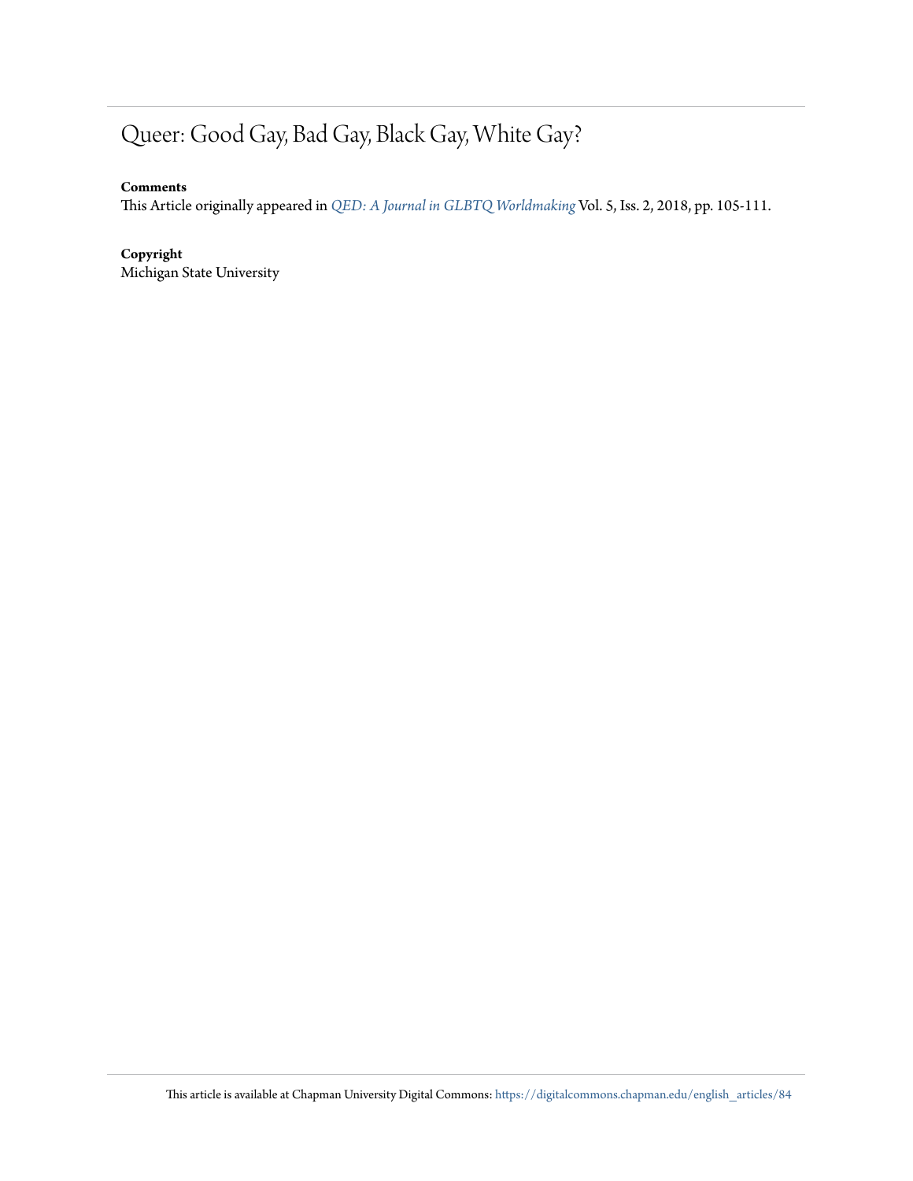# Queer: Good Gay, Bad Gay, Black Gay, White Gay?

**Comments**

This Article originally appeared in *QED: A Journal in GLBTQ Worldmaking* Vol. 5, Iss. 2, 2018, pp. 105-111.

**Copyright**

Michigan State University

This article is available at Chapman University Digital Commons: https://digitalcommons.chapman.edu/english_articles/84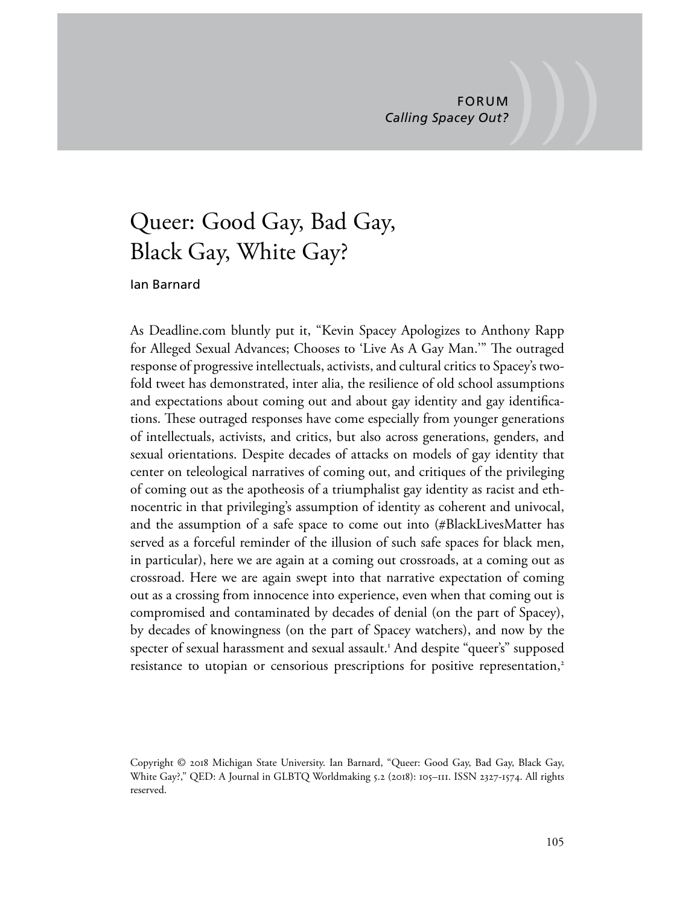FORUM
*Calling Spacey Out?*

# Queer: Good Gay, Bad Gay, Black Gay, White Gay?

Ian Barnard

As Deadline.com bluntly put it, "Kevin Spacey Apologizes to Anthony Rapp for Alleged Sexual Advances; Chooses to 'Live As A Gay Man.'" The outraged response of progressive intellectuals, activists, and cultural critics to Spacey's two-fold tweet has demonstrated, inter alia, the resilience of old school assumptions and expectations about coming out and about gay identity and gay identifications. These outraged responses have come especially from younger generations of intellectuals, activists, and critics, but also across generations, genders, and sexual orientations. Despite decades of attacks on models of gay identity that center on teleological narratives of coming out, and critiques of the privileging of coming out as the apotheosis of a triumphalist gay identity as racist and ethnocentric in that privileging's assumption of identity as coherent and univocal, and the assumption of a safe space to come out into (#BlackLivesMatter has served as a forceful reminder of the illusion of such safe spaces for black men, in particular), here we are again at a coming out crossroads, at a coming out as crossroad. Here we are again swept into that narrative expectation of coming out as a crossing from innocence into experience, even when that coming out is compromised and contaminated by decades of denial (on the part of Spacey), by decades of knowingness (on the part of Spacey watchers), and now by the specter of sexual harassment and sexual assault.[1] And despite "queer's" supposed resistance to utopian or censorious prescriptions for positive representation,[2]

Copyright © 2018 Michigan State University. Ian Barnard, "Queer: Good Gay, Bad Gay, Black Gay, White Gay?," QED: A Journal in GLBTQ Worldmaking 5.2 (2018): 105–111. ISSN 2327-1574. All rights reserved.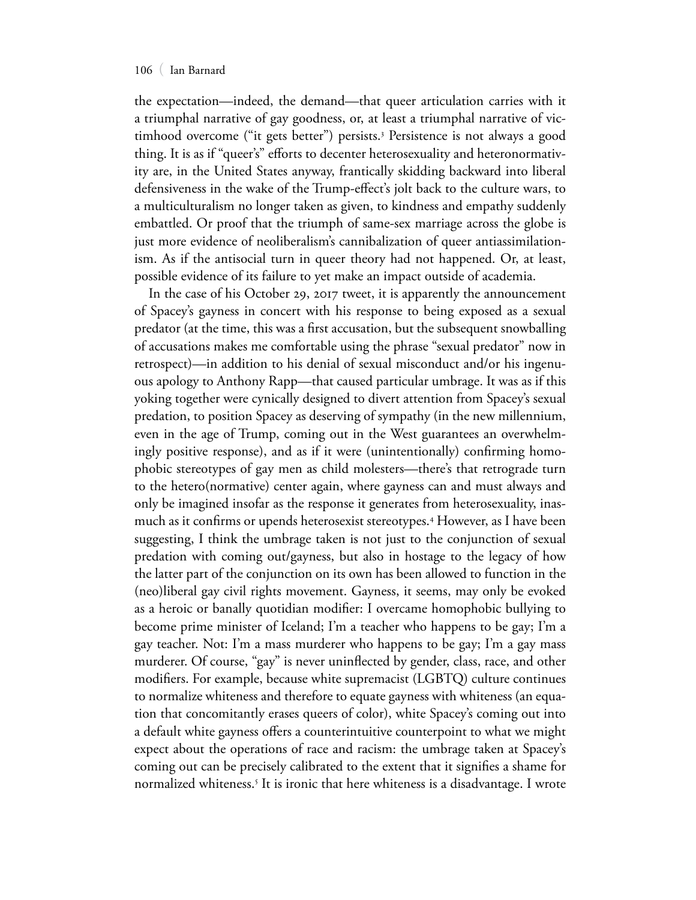the expectation—indeed, the demand—that queer articulation carries with it a triumphal narrative of gay goodness, or, at least a triumphal narrative of victimhood overcome ("it gets better") persists.[3] Persistence is not always a good thing. It is as if "queer's" efforts to decenter heterosexuality and heteronormativity are, in the United States anyway, frantically skidding backward into liberal defensiveness in the wake of the Trump-effect's jolt back to the culture wars, to a multiculturalism no longer taken as given, to kindness and empathy suddenly embattled. Or proof that the triumph of same-sex marriage across the globe is just more evidence of neoliberalism's cannibalization of queer antiassimilationism. As if the antisocial turn in queer theory had not happened. Or, at least, possible evidence of its failure to yet make an impact outside of academia.

In the case of his October 29, 2017 tweet, it is apparently the announcement of Spacey's gayness in concert with his response to being exposed as a sexual predator (at the time, this was a first accusation, but the subsequent snowballing of accusations makes me comfortable using the phrase "sexual predator" now in retrospect)—in addition to his denial of sexual misconduct and/or his ingenuous apology to Anthony Rapp—that caused particular umbrage. It was as if this yoking together were cynically designed to divert attention from Spacey's sexual predation, to position Spacey as deserving of sympathy (in the new millennium, even in the age of Trump, coming out in the West guarantees an overwhelmingly positive response), and as if it were (unintentionally) confirming homophobic stereotypes of gay men as child molesters—there's that retrograde turn to the hetero(normative) center again, where gayness can and must always and only be imagined insofar as the response it generates from heterosexuality, inasmuch as it confirms or upends heterosexist stereotypes.[4] However, as I have been suggesting, I think the umbrage taken is not just to the conjunction of sexual predation with coming out/gayness, but also in hostage to the legacy of how the latter part of the conjunction on its own has been allowed to function in the (neo)liberal gay civil rights movement. Gayness, it seems, may only be evoked as a heroic or banally quotidian modifier: I overcame homophobic bullying to become prime minister of Iceland; I'm a teacher who happens to be gay; I'm a gay teacher. Not: I'm a mass murderer who happens to be gay; I'm a gay mass murderer. Of course, "gay" is never uninflected by gender, class, race, and other modifiers. For example, because white supremacist (LGBTQ) culture continues to normalize whiteness and therefore to equate gayness with whiteness (an equation that concomitantly erases queers of color), white Spacey's coming out into a default white gayness offers a counterintuitive counterpoint to what we might expect about the operations of race and racism: the umbrage taken at Spacey's coming out can be precisely calibrated to the extent that it signifies a shame for normalized whiteness.[5] It is ironic that here whiteness is a disadvantage. I wrote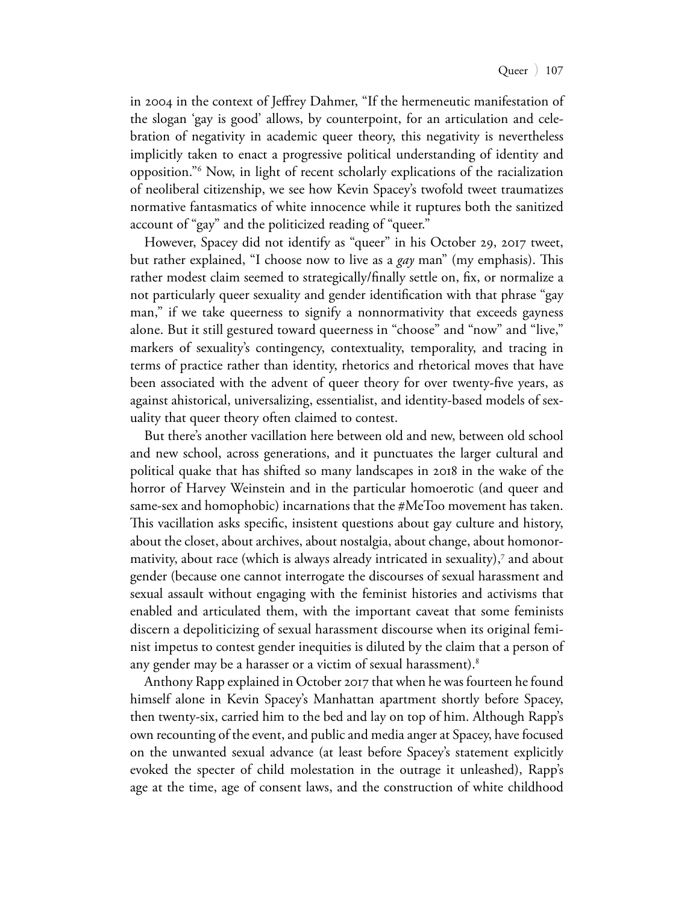in 2004 in the context of Jeffrey Dahmer, "If the hermeneutic manifestation of the slogan 'gay is good' allows, by counterpoint, for an articulation and celebration of negativity in academic queer theory, this negativity is nevertheless implicitly taken to enact a progressive political understanding of identity and opposition."[6] Now, in light of recent scholarly explications of the racialization of neoliberal citizenship, we see how Kevin Spacey's twofold tweet traumatizes normative fantasmatics of white innocence while it ruptures both the sanitized account of "gay" and the politicized reading of "queer."

However, Spacey did not identify as "queer" in his October 29, 2017 tweet, but rather explained, "I choose now to live as a *gay* man" (my emphasis). This rather modest claim seemed to strategically/finally settle on, fix, or normalize a not particularly queer sexuality and gender identification with that phrase "gay man," if we take queerness to signify a nonnormativity that exceeds gayness alone. But it still gestured toward queerness in "choose" and "now" and "live," markers of sexuality's contingency, contextuality, temporality, and tracing in terms of practice rather than identity, rhetorics and rhetorical moves that have been associated with the advent of queer theory for over twenty-five years, as against ahistorical, universalizing, essentialist, and identity-based models of sexuality that queer theory often claimed to contest.

But there's another vacillation here between old and new, between old school and new school, across generations, and it punctuates the larger cultural and political quake that has shifted so many landscapes in 2018 in the wake of the horror of Harvey Weinstein and in the particular homoerotic (and queer and same-sex and homophobic) incarnations that the #MeToo movement has taken. This vacillation asks specific, insistent questions about gay culture and history, about the closet, about archives, about nostalgia, about change, about homonormativity, about race (which is always already intricated in sexuality),[7] and about gender (because one cannot interrogate the discourses of sexual harassment and sexual assault without engaging with the feminist histories and activisms that enabled and articulated them, with the important caveat that some feminists discern a depoliticizing of sexual harassment discourse when its original feminist impetus to contest gender inequities is diluted by the claim that a person of any gender may be a harasser or a victim of sexual harassment).[8]

Anthony Rapp explained in October 2017 that when he was fourteen he found himself alone in Kevin Spacey's Manhattan apartment shortly before Spacey, then twenty-six, carried him to the bed and lay on top of him. Although Rapp's own recounting of the event, and public and media anger at Spacey, have focused on the unwanted sexual advance (at least before Spacey's statement explicitly evoked the specter of child molestation in the outrage it unleashed), Rapp's age at the time, age of consent laws, and the construction of white childhood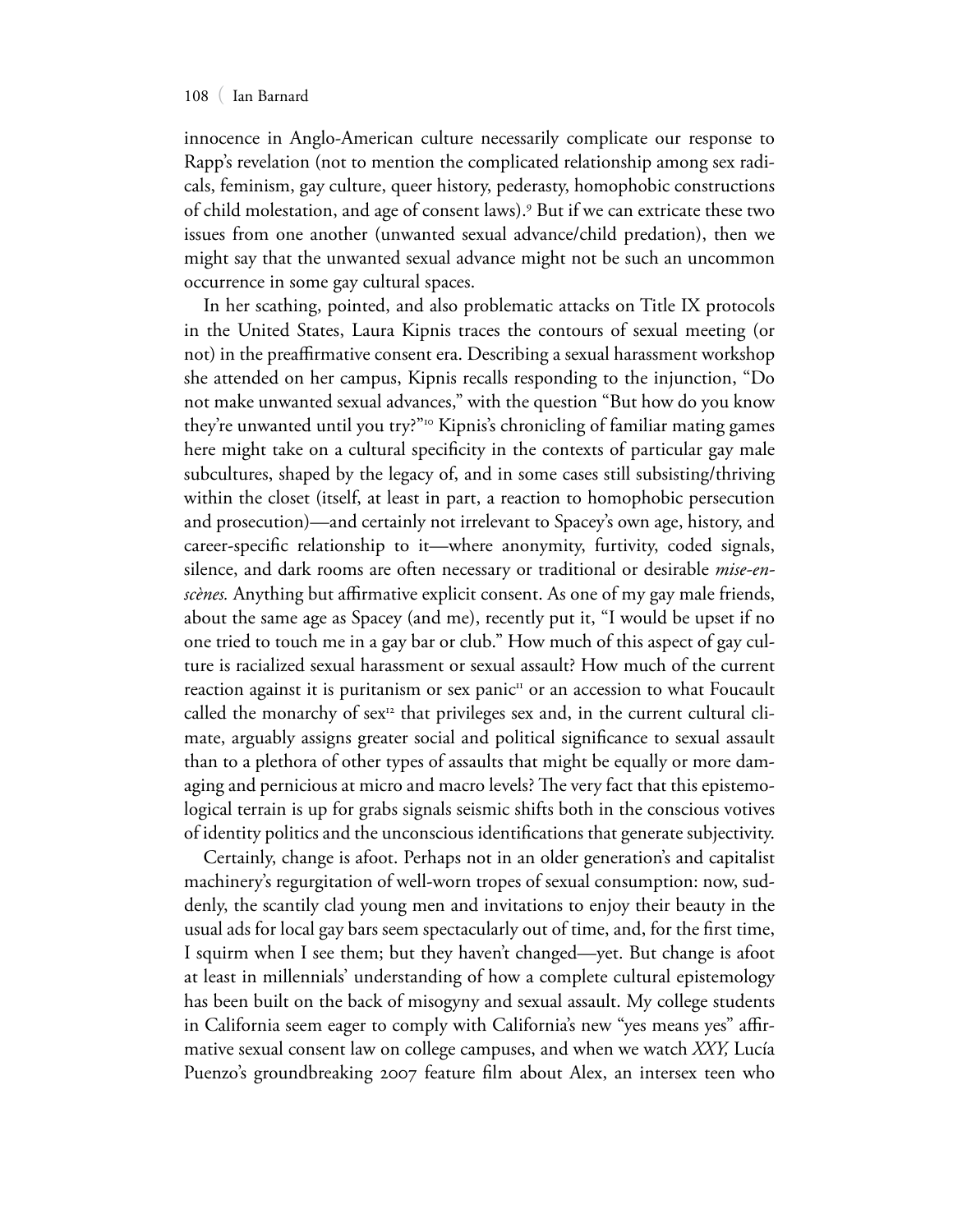innocence in Anglo-American culture necessarily complicate our response to Rapp's revelation (not to mention the complicated relationship among sex radicals, feminism, gay culture, queer history, pederasty, homophobic constructions of child molestation, and age of consent laws).[9] But if we can extricate these two issues from one another (unwanted sexual advance/child predation), then we might say that the unwanted sexual advance might not be such an uncommon occurrence in some gay cultural spaces.

In her scathing, pointed, and also problematic attacks on Title IX protocols in the United States, Laura Kipnis traces the contours of sexual meeting (or not) in the preaffirmative consent era. Describing a sexual harassment workshop she attended on her campus, Kipnis recalls responding to the injunction, "Do not make unwanted sexual advances," with the question "But how do you know they're unwanted until you try?"[10] Kipnis's chronicling of familiar mating games here might take on a cultural specificity in the contexts of particular gay male subcultures, shaped by the legacy of, and in some cases still subsisting/thriving within the closet (itself, at least in part, a reaction to homophobic persecution and prosecution)—and certainly not irrelevant to Spacey's own age, history, and career-specific relationship to it—where anonymity, furtivity, coded signals, silence, and dark rooms are often necessary or traditional or desirable *mise-en-scènes.* Anything but affirmative explicit consent. As one of my gay male friends, about the same age as Spacey (and me), recently put it, "I would be upset if no one tried to touch me in a gay bar or club." How much of this aspect of gay culture is racialized sexual harassment or sexual assault? How much of the current reaction against it is puritanism or sex panic[11] or an accession to what Foucault called the monarchy of sex[12] that privileges sex and, in the current cultural climate, arguably assigns greater social and political significance to sexual assault than to a plethora of other types of assaults that might be equally or more damaging and pernicious at micro and macro levels? The very fact that this epistemological terrain is up for grabs signals seismic shifts both in the conscious votives of identity politics and the unconscious identifications that generate subjectivity.

Certainly, change is afoot. Perhaps not in an older generation's and capitalist machinery's regurgitation of well-worn tropes of sexual consumption: now, suddenly, the scantily clad young men and invitations to enjoy their beauty in the usual ads for local gay bars seem spectacularly out of time, and, for the first time, I squirm when I see them; but they haven't changed—yet. But change is afoot at least in millennials' understanding of how a complete cultural epistemology has been built on the back of misogyny and sexual assault. My college students in California seem eager to comply with California's new "yes means yes" affirmative sexual consent law on college campuses, and when we watch *XXY,* Lucía Puenzo's groundbreaking 2007 feature film about Alex, an intersex teen who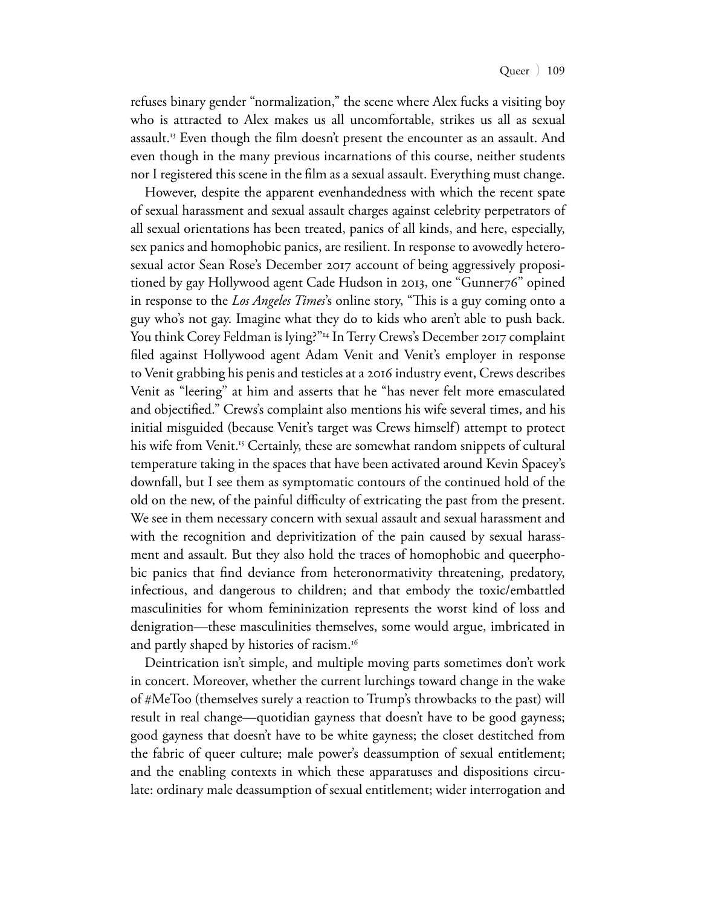refuses binary gender "normalization," the scene where Alex fucks a visiting boy who is attracted to Alex makes us all uncomfortable, strikes us all as sexual assault.[13] Even though the film doesn't present the encounter as an assault. And even though in the many previous incarnations of this course, neither students nor I registered this scene in the film as a sexual assault. Everything must change.

However, despite the apparent evenhandedness with which the recent spate of sexual harassment and sexual assault charges against celebrity perpetrators of all sexual orientations has been treated, panics of all kinds, and here, especially, sex panics and homophobic panics, are resilient. In response to avowedly heterosexual actor Sean Rose's December 2017 account of being aggressively propositioned by gay Hollywood agent Cade Hudson in 2013, one "Gunner76" opined in response to the *Los Angeles Times*'s online story, "This is a guy coming onto a guy who's not gay. Imagine what they do to kids who aren't able to push back. You think Corey Feldman is lying?"[14] In Terry Crews's December 2017 complaint filed against Hollywood agent Adam Venit and Venit's employer in response to Venit grabbing his penis and testicles at a 2016 industry event, Crews describes Venit as "leering" at him and asserts that he "has never felt more emasculated and objectified." Crews's complaint also mentions his wife several times, and his initial misguided (because Venit's target was Crews himself) attempt to protect his wife from Venit.[15] Certainly, these are somewhat random snippets of cultural temperature taking in the spaces that have been activated around Kevin Spacey's downfall, but I see them as symptomatic contours of the continued hold of the old on the new, of the painful difficulty of extricating the past from the present. We see in them necessary concern with sexual assault and sexual harassment and with the recognition and deprivitization of the pain caused by sexual harassment and assault. But they also hold the traces of homophobic and queerphobic panics that find deviance from heteronormativity threatening, predatory, infectious, and dangerous to children; and that embody the toxic/embattled masculinities for whom femininization represents the worst kind of loss and denigration—these masculinities themselves, some would argue, imbricated in and partly shaped by histories of racism.[16]

Deintrication isn't simple, and multiple moving parts sometimes don't work in concert. Moreover, whether the current lurchings toward change in the wake of #MeToo (themselves surely a reaction to Trump's throwbacks to the past) will result in real change—quotidian gayness that doesn't have to be good gayness; good gayness that doesn't have to be white gayness; the closet destitched from the fabric of queer culture; male power's deassumption of sexual entitlement; and the enabling contexts in which these apparatuses and dispositions circulate: ordinary male deassumption of sexual entitlement; wider interrogation and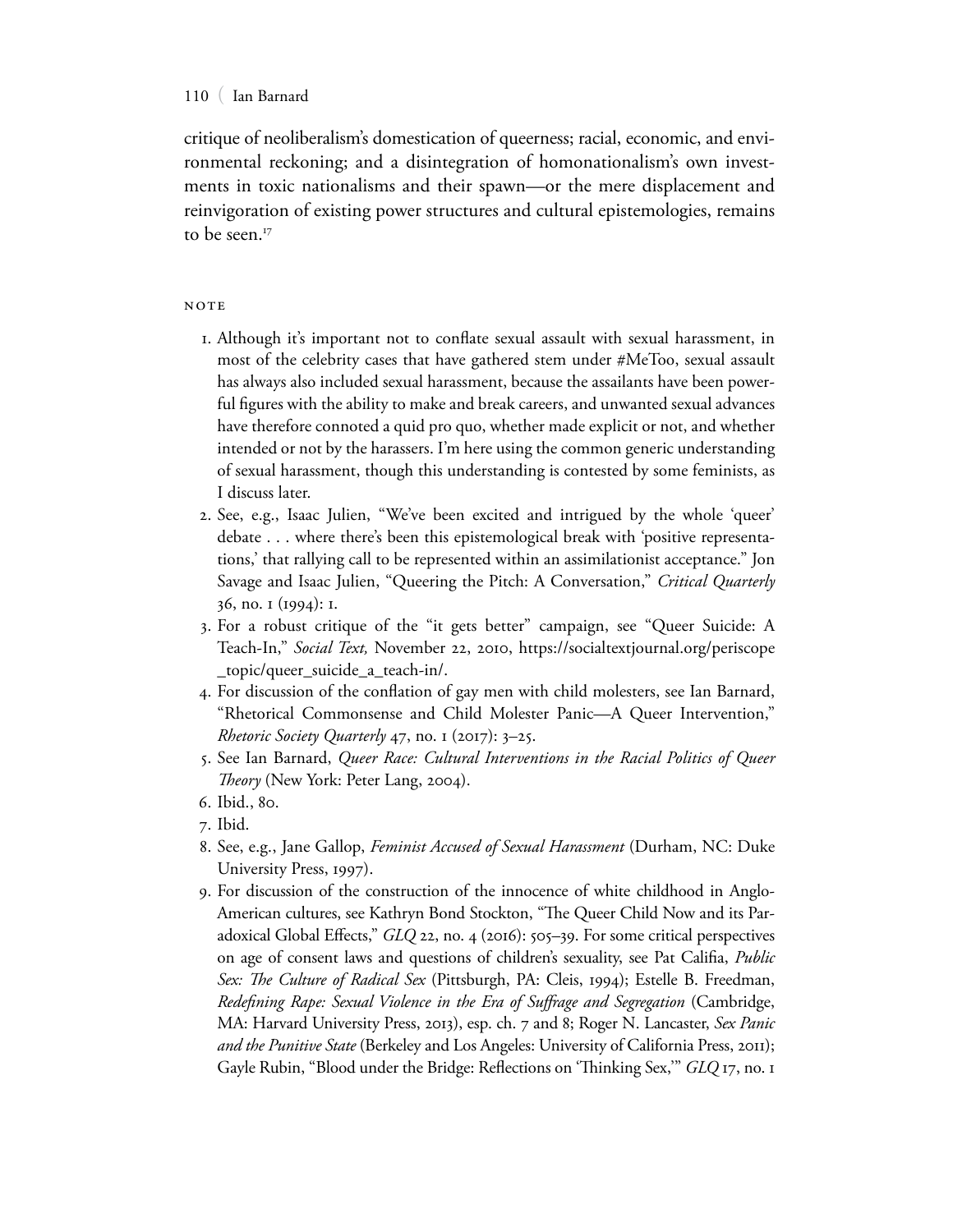critique of neoliberalism's domestication of queerness; racial, economic, and environmental reckoning; and a disintegration of homonationalism's own investments in toxic nationalisms and their spawn—or the mere displacement and reinvigoration of existing power structures and cultural epistemologies, remains to be seen.[17]

## NOTE

1. Although it's important not to conflate sexual assault with sexual harassment, in most of the celebrity cases that have gathered stem under #MeToo, sexual assault has always also included sexual harassment, because the assailants have been powerful figures with the ability to make and break careers, and unwanted sexual advances have therefore connoted a quid pro quo, whether made explicit or not, and whether intended or not by the harassers. I'm here using the common generic understanding of sexual harassment, though this understanding is contested by some feminists, as I discuss later.
2. See, e.g., Isaac Julien, "We've been excited and intrigued by the whole 'queer' debate . . . where there's been this epistemological break with 'positive representations,' that rallying call to be represented within an assimilationist acceptance." Jon Savage and Isaac Julien, "Queering the Pitch: A Conversation," *Critical Quarterly* 36, no. 1 (1994): 1.
3. For a robust critique of the "it gets better" campaign, see "Queer Suicide: A Teach-In," *Social Text,* November 22, 2010, https://socialtextjournal.org/periscope_topic/queer_suicide_a_teach-in/.
4. For discussion of the conflation of gay men with child molesters, see Ian Barnard, "Rhetorical Commonsense and Child Molester Panic—A Queer Intervention," *Rhetoric Society Quarterly* 47, no. 1 (2017): 3–25.
5. See Ian Barnard, *Queer Race: Cultural Interventions in the Racial Politics of Queer Theory* (New York: Peter Lang, 2004).
6. Ibid., 80.
7. Ibid.
8. See, e.g., Jane Gallop, *Feminist Accused of Sexual Harassment* (Durham, NC: Duke University Press, 1997).
9. For discussion of the construction of the innocence of white childhood in Anglo-American cultures, see Kathryn Bond Stockton, "The Queer Child Now and its Paradoxical Global Effects," *GLQ* 22, no. 4 (2016): 505–39. For some critical perspectives on age of consent laws and questions of children's sexuality, see Pat Califia, *Public Sex: The Culture of Radical Sex* (Pittsburgh, PA: Cleis, 1994); Estelle B. Freedman, *Redefining Rape: Sexual Violence in the Era of Suffrage and Segregation* (Cambridge, MA: Harvard University Press, 2013), esp. ch. 7 and 8; Roger N. Lancaster, *Sex Panic and the Punitive State* (Berkeley and Los Angeles: University of California Press, 2011); Gayle Rubin, "Blood under the Bridge: Reflections on 'Thinking Sex,'" *GLQ* 17, no. 1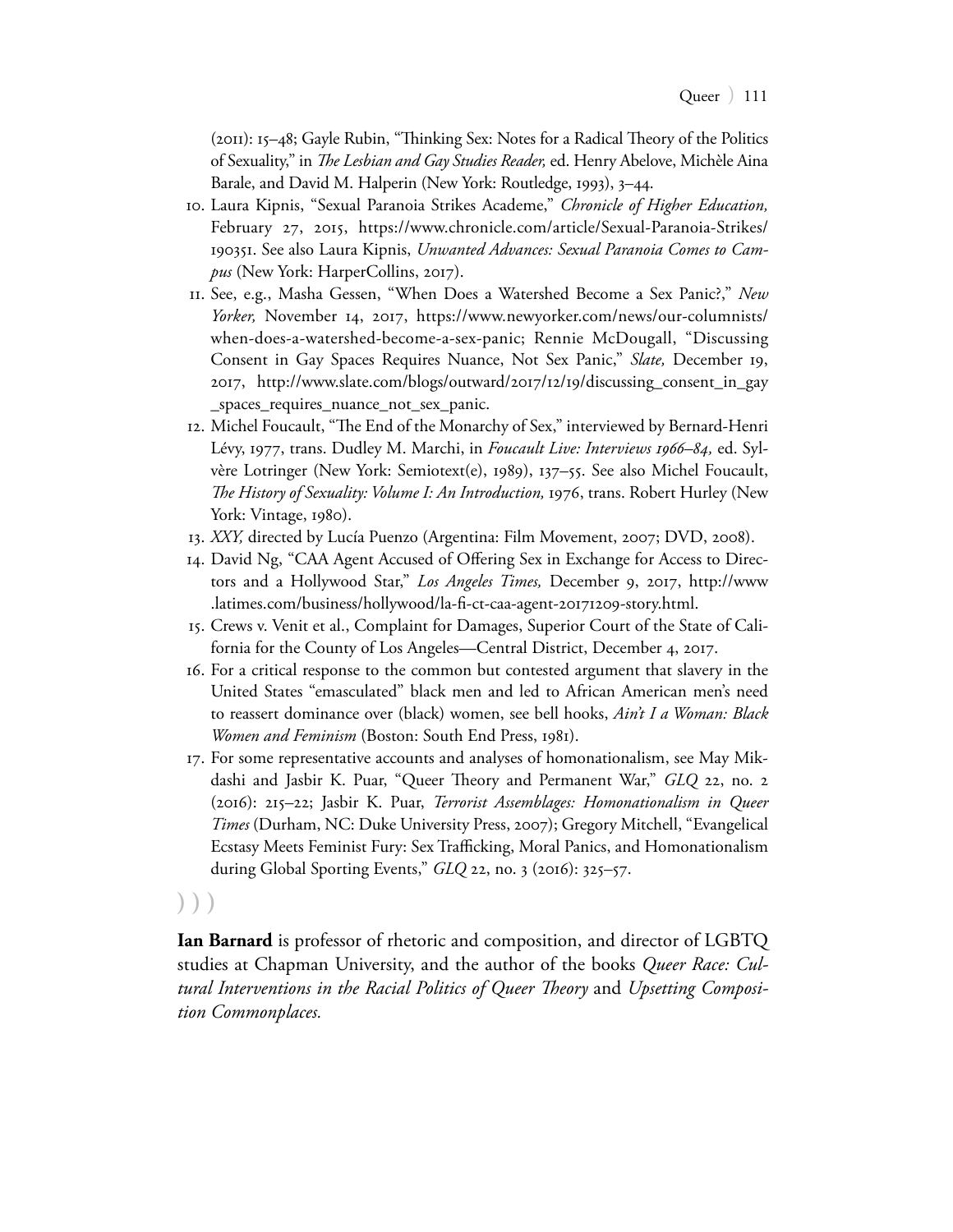(2011): 15–48; Gayle Rubin, "Thinking Sex: Notes for a Radical Theory of the Politics of Sexuality," in *The Lesbian and Gay Studies Reader,* ed. Henry Abelove, Michèle Aina Barale, and David M. Halperin (New York: Routledge, 1993), 3–44.

10. Laura Kipnis, "Sexual Paranoia Strikes Academe," *Chronicle of Higher Education,* February 27, 2015, https://www.chronicle.com/article/Sexual-Paranoia-Strikes/190351. See also Laura Kipnis, *Unwanted Advances: Sexual Paranoia Comes to Campus* (New York: HarperCollins, 2017).
11. See, e.g., Masha Gessen, "When Does a Watershed Become a Sex Panic?," *New Yorker,* November 14, 2017, https://www.newyorker.com/news/our-columnists/when-does-a-watershed-become-a-sex-panic; Rennie McDougall, "Discussing Consent in Gay Spaces Requires Nuance, Not Sex Panic," *Slate,* December 19, 2017, http://www.slate.com/blogs/outward/2017/12/19/discussing_consent_in_gay_spaces_requires_nuance_not_sex_panic.
12. Michel Foucault, "The End of the Monarchy of Sex," interviewed by Bernard-Henri Lévy, 1977, trans. Dudley M. Marchi, in *Foucault Live: Interviews 1966–84,* ed. Sylvère Lotringer (New York: Semiotext(e), 1989), 137–55. See also Michel Foucault, *The History of Sexuality: Volume I: An Introduction,* 1976, trans. Robert Hurley (New York: Vintage, 1980).
13. *XXY,* directed by Lucía Puenzo (Argentina: Film Movement, 2007; DVD, 2008).
14. David Ng, "CAA Agent Accused of Offering Sex in Exchange for Access to Directors and a Hollywood Star," *Los Angeles Times,* December 9, 2017, http://www.latimes.com/business/hollywood/la-fi-ct-caa-agent-20171209-story.html.
15. Crews v. Venit et al., Complaint for Damages, Superior Court of the State of California for the County of Los Angeles—Central District, December 4, 2017.
16. For a critical response to the common but contested argument that slavery in the United States "emasculated" black men and led to African American men's need to reassert dominance over (black) women, see bell hooks, *Ain't I a Woman: Black Women and Feminism* (Boston: South End Press, 1981).
17. For some representative accounts and analyses of homonationalism, see May Mikdashi and Jasbir K. Puar, "Queer Theory and Permanent War," *GLQ* 22, no. 2 (2016): 215–22; Jasbir K. Puar, *Terrorist Assemblages: Homonationalism in Queer Times* (Durham, NC: Duke University Press, 2007); Gregory Mitchell, "Evangelical Ecstasy Meets Feminist Fury: Sex Trafficking, Moral Panics, and Homonationalism during Global Sporting Events," *GLQ* 22, no. 3 (2016): 325–57.

) ) )

**Ian Barnard** is professor of rhetoric and composition, and director of LGBTQ studies at Chapman University, and the author of the books *Queer Race: Cultural Interventions in the Racial Politics of Queer Theory* and *Upsetting Composition Commonplaces.*